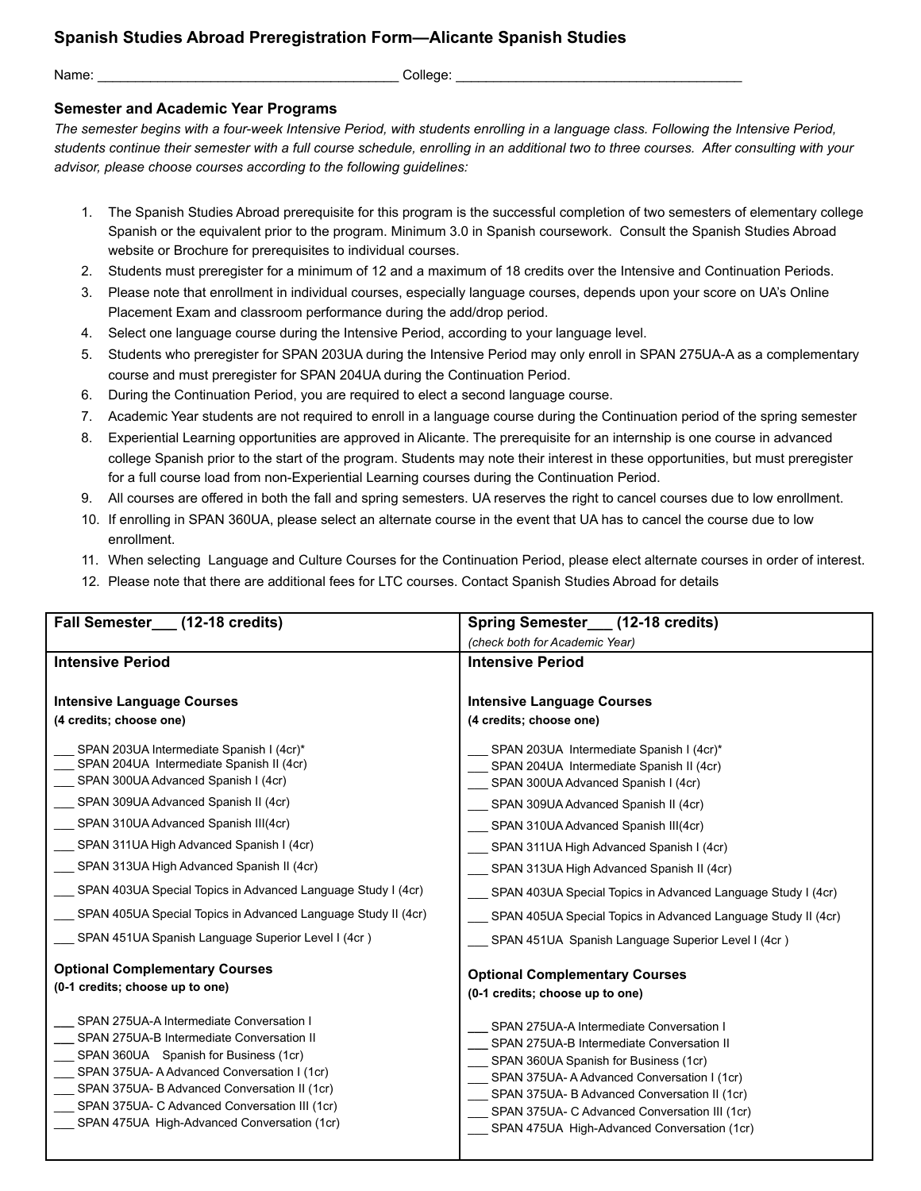## Spanish Studies Abroad Preregistration Form—Alicante Spanish Studies

Name: ________________________________________ College: ______________________________________

### Semester and Academic Year Programs

*The semester begins with a four-week Intensive Period, with students enrolling in a language class. Following the Intensive Period, students continue their semester with a full course schedule, enrolling in an additional two to three courses. After consulting with your advisor, please choose courses according to the following guidelines:*

1. The Spanish Studies Abroad prerequisite for this program is the successful completion of two semesters of elementary college Spanish or the equivalent prior to the program. Minimum 3.0 in Spanish coursework. Consult the Spanish Studies Abroad website or Brochure for prerequisites to individual courses.
2. Students must preregister for a minimum of 12 and a maximum of 18 credits over the Intensive and Continuation Periods.
3. Please note that enrollment in individual courses, especially language courses, depends upon your score on UA's Online Placement Exam and classroom performance during the add/drop period.
4. Select one language course during the Intensive Period, according to your language level.
5. Students who preregister for SPAN 203UA during the Intensive Period may only enroll in SPAN 275UA-A as a complementary course and must preregister for SPAN 204UA during the Continuation Period.
6. During the Continuation Period, you are required to elect a second language course.
7. Academic Year students are not required to enroll in a language course during the Continuation period of the spring semester
8. Experiential Learning opportunities are approved in Alicante. The prerequisite for an internship is one course in advanced college Spanish prior to the start of the program. Students may note their interest in these opportunities, but must preregister for a full course load from non-Experiential Learning courses during the Continuation Period.
9. All courses are offered in both the fall and spring semesters. UA reserves the right to cancel courses due to low enrollment.
10. If enrolling in SPAN 360UA, please select an alternate course in the event that UA has to cancel the course due to low enrollment.
11. When selecting Language and Culture Courses for the Continuation Period, please elect alternate courses in order of interest.
12. Please note that there are additional fees for LTC courses. Contact Spanish Studies Abroad for details

| **Fall Semester___ (12-18 credits)** | **Spring Semester___ (12-18 credits)**<br>*(check both for Academic Year)* |
| --- | --- |
| **Intensive Period** | **Intensive Period** |
| **Intensive Language Courses**<br>**(4 credits; choose one)** | **Intensive Language Courses**<br>**(4 credits; choose one)** |
| ___ SPAN 203UA Intermediate Spanish I (4cr)* | ___ SPAN 203UA Intermediate Spanish I (4cr)* |
| ___ SPAN 204UA Intermediate Spanish II (4cr) | ___ SPAN 204UA Intermediate Spanish II (4cr) |
| ___ SPAN 300UA Advanced Spanish I (4cr) | ___ SPAN 300UA Advanced Spanish I (4cr) |
| ___ SPAN 309UA Advanced Spanish II (4cr) | ___ SPAN 309UA Advanced Spanish II (4cr) |
| ___ SPAN 310UA Advanced Spanish III(4cr) | ___ SPAN 310UA Advanced Spanish III(4cr) |
| ___ SPAN 311UA High Advanced Spanish I (4cr) | ___ SPAN 311UA High Advanced Spanish I (4cr) |
| ___ SPAN 313UA High Advanced Spanish II (4cr) | ___ SPAN 313UA High Advanced Spanish II (4cr) |
| ___ SPAN 403UA Special Topics in Advanced Language Study I (4cr) | ___ SPAN 403UA Special Topics in Advanced Language Study I (4cr) |
| ___ SPAN 405UA Special Topics in Advanced Language Study II (4cr) | ___ SPAN 405UA Special Topics in Advanced Language Study II (4cr) |
| ___ SPAN 451UA Spanish Language Superior Level I (4cr ) | ___ SPAN 451UA Spanish Language Superior Level I (4cr ) |
| **Optional Complementary Courses**<br>**(0-1 credits; choose up to one)** | **Optional Complementary Courses**<br>**(0-1 credits; choose up to one)** |
| ___ SPAN 275UA-A Intermediate Conversation I | ___ SPAN 275UA-A Intermediate Conversation I |
| ___ SPAN 275UA-B Intermediate Conversation II | ___ SPAN 275UA-B Intermediate Conversation II |
| ___ SPAN 360UA Spanish for Business (1cr) | ___ SPAN 360UA Spanish for Business (1cr) |
| ___ SPAN 375UA- A Advanced Conversation I (1cr) | ___ SPAN 375UA- A Advanced Conversation I (1cr) |
| ___ SPAN 375UA- B Advanced Conversation II (1cr) | ___ SPAN 375UA- B Advanced Conversation II (1cr) |
| ___ SPAN 375UA- C Advanced Conversation III (1cr) | ___ SPAN 375UA- C Advanced Conversation III (1cr) |
| ___ SPAN 475UA High-Advanced Conversation (1cr) | ___ SPAN 475UA High-Advanced Conversation (1cr) |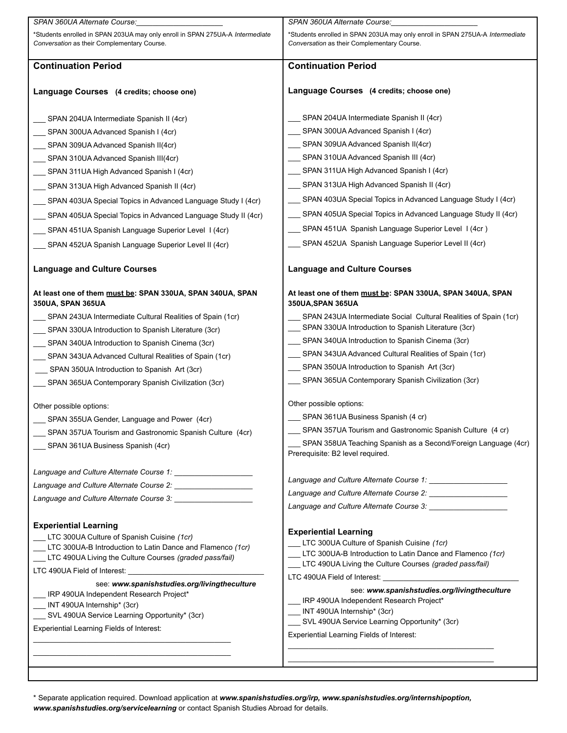SPAN 360UA Alternate Course:\_\_\_\_\_\_\_\_\_\_\_\_\_\_\_\_\_\_\_\_\_

*Students enrolled in SPAN 203UA may only enroll in SPAN 275UA-A *Intermediate Conversation* as their Complementary Course.

## Continuation Period

### Language Courses (4 credits; choose one)

\_\_\_ SPAN 204UA Intermediate Spanish II (4cr)
\_\_\_ SPAN 300UA Advanced Spanish I (4cr)
\_\_\_ SPAN 309UA Advanced Spanish II(4cr)
\_\_\_ SPAN 310UA Advanced Spanish III(4cr)
\_\_\_ SPAN 311UA High Advanced Spanish I (4cr)
\_\_\_ SPAN 313UA High Advanced Spanish II (4cr)
\_\_\_ SPAN 403UA Special Topics in Advanced Language Study I (4cr)
\_\_\_ SPAN 405UA Special Topics in Advanced Language Study II (4cr)
\_\_\_ SPAN 451UA Spanish Language Superior Level I (4cr)
\_\_\_ SPAN 452UA Spanish Language Superior Level II (4cr)

### Language and Culture Courses

**At least one of them must be: SPAN 330UA, SPAN 340UA, SPAN 350UA, SPAN 365UA**

\_\_\_ SPAN 243UA Intermediate Cultural Realities of Spain (1cr)
\_\_\_ SPAN 330UA Introduction to Spanish Literature (3cr)
\_\_\_ SPAN 340UA Introduction to Spanish Cinema (3cr)
\_\_\_ SPAN 343UA Advanced Cultural Realities of Spain (1cr)
\_\_\_ SPAN 350UA Introduction to Spanish Art (3cr)
\_\_\_ SPAN 365UA Contemporary Spanish Civilization (3cr)

Other possible options:

\_\_\_ SPAN 355UA Gender, Language and Power (4cr)
\_\_\_ SPAN 357UA Tourism and Gastronomic Spanish Culture (4cr)
\_\_\_ SPAN 361UA Business Spanish (4cr)

*Language and Culture Alternate Course 1:* \_\_\_\_\_\_\_\_\_\_\_\_\_\_\_\_\_\_\_
*Language and Culture Alternate Course 2:* \_\_\_\_\_\_\_\_\_\_\_\_\_\_\_\_\_\_\_
*Language and Culture Alternate Course 3:* \_\_\_\_\_\_\_\_\_\_\_\_\_\_\_\_\_\_\_

### Experiential Learning

\_\_\_ LTC 300UA Culture of Spanish Cuisine *(1cr)*
\_\_\_ LTC 300UA-B Introduction to Latin Dance and Flamenco *(1cr)*
\_\_\_ LTC 490UA Living the Culture Courses *(graded pass/fail)*

LTC 490UA Field of Interest: \_\_\_\_\_\_\_\_\_\_\_\_\_\_\_\_\_\_\_\_\_\_\_\_\_\_\_\_\_\_\_\_\_

see: ***www.spanishstudies.org/livingtheculture***

\_\_\_ IRP 490UA Independent Research Project*
\_\_\_ INT 490UA Internship* (3cr)
\_\_\_ SVL 490UA Service Learning Opportunity* (3cr)

Experiential Learning Fields of Interest:

\_\_\_\_\_\_\_\_\_\_\_\_\_\_\_\_\_\_\_\_\_\_\_\_\_\_\_\_\_\_\_\_\_\_\_\_\_\_\_\_\_\_\_\_\_\_\_\_
\_\_\_\_\_\_\_\_\_\_\_\_\_\_\_\_\_\_\_\_\_\_\_\_\_\_\_\_\_\_\_\_\_\_\_\_\_\_\_\_\_\_\_\_\_\_\_\_

---

SPAN 360UA Alternate Course:\_\_\_\_\_\_\_\_\_\_\_\_\_\_\_\_\_\_\_\_\_

*Students enrolled in SPAN 203UA may only enroll in SPAN 275UA-A *Intermediate Conversation* as their Complementary Course.

## Continuation Period

### Language Courses (4 credits; choose one)

\_\_\_ SPAN 204UA Intermediate Spanish II (4cr)
\_\_\_ SPAN 300UA Advanced Spanish I (4cr)
\_\_\_ SPAN 309UA Advanced Spanish II(4cr)
\_\_\_ SPAN 310UA Advanced Spanish III (4cr)
\_\_\_ SPAN 311UA High Advanced Spanish I (4cr)
\_\_\_ SPAN 313UA High Advanced Spanish II (4cr)
\_\_\_ SPAN 403UA Special Topics in Advanced Language Study I (4cr)
\_\_\_ SPAN 405UA Special Topics in Advanced Language Study II (4cr)
\_\_\_ SPAN 451UA Spanish Language Superior Level I (4cr )
\_\_\_ SPAN 452UA Spanish Language Superior Level II (4cr)

### Language and Culture Courses

**At least one of them must be: SPAN 330UA, SPAN 340UA, SPAN 350UA,SPAN 365UA**

\_\_\_ SPAN 243UA Intermediate Social Cultural Realities of Spain (1cr)
\_\_\_ SPAN 330UA Introduction to Spanish Literature (3cr)
\_\_\_ SPAN 340UA Introduction to Spanish Cinema (3cr)
\_\_\_ SPAN 343UA Advanced Cultural Realities of Spain (1cr)
\_\_\_ SPAN 350UA Introduction to Spanish Art (3cr)
\_\_\_ SPAN 365UA Contemporary Spanish Civilization (3cr)

Other possible options:

\_\_\_ SPAN 361UA Business Spanish (4 cr)
\_\_\_ SPAN 357UA Tourism and Gastronomic Spanish Culture (4 cr)
\_\_\_ SPAN 358UA Teaching Spanish as a Second/Foreign Language (4cr) Prerequisite: B2 level required.

*Language and Culture Alternate Course 1:* \_\_\_\_\_\_\_\_\_\_\_\_\_\_\_\_\_\_\_
*Language and Culture Alternate Course 2:* \_\_\_\_\_\_\_\_\_\_\_\_\_\_\_\_\_\_\_
*Language and Culture Alternate Course 3:* \_\_\_\_\_\_\_\_\_\_\_\_\_\_\_\_\_\_\_

### Experiential Learning

\_\_\_ LTC 300UA Culture of Spanish Cuisine *(1cr)*
\_\_\_ LTC 300UA-B Introduction to Latin Dance and Flamenco *(1cr)*
\_\_\_ LTC 490UA Living the Culture Courses *(graded pass/fail)*

LTC 490UA Field of Interest: \_\_\_\_\_\_\_\_\_\_\_\_\_\_\_\_\_\_\_\_\_\_\_\_\_\_\_\_\_\_\_\_\_

see: ***www.spanishstudies.org/livingtheculture***

\_\_\_ IRP 490UA Independent Research Project*
\_\_\_ INT 490UA Internship* (3cr)
\_\_\_ SVL 490UA Service Learning Opportunity* (3cr)

Experiential Learning Fields of Interest:

\_\_\_\_\_\_\_\_\_\_\_\_\_\_\_\_\_\_\_\_\_\_\_\_\_\_\_\_\_\_\_\_\_\_\_\_\_\_\_\_\_\_\_\_\_\_\_\_
\_\_\_\_\_\_\_\_\_\_\_\_\_\_\_\_\_\_\_\_\_\_\_\_\_\_\_\_\_\_\_\_\_\_\_\_\_\_\_\_\_\_\_\_\_\_\_\_

---

\* Separate application required. Download application at ***www.spanishstudies.org/irp, www.spanishstudies.org/internshipoption, www.spanishstudies.org/servicelearning*** or contact Spanish Studies Abroad for details.